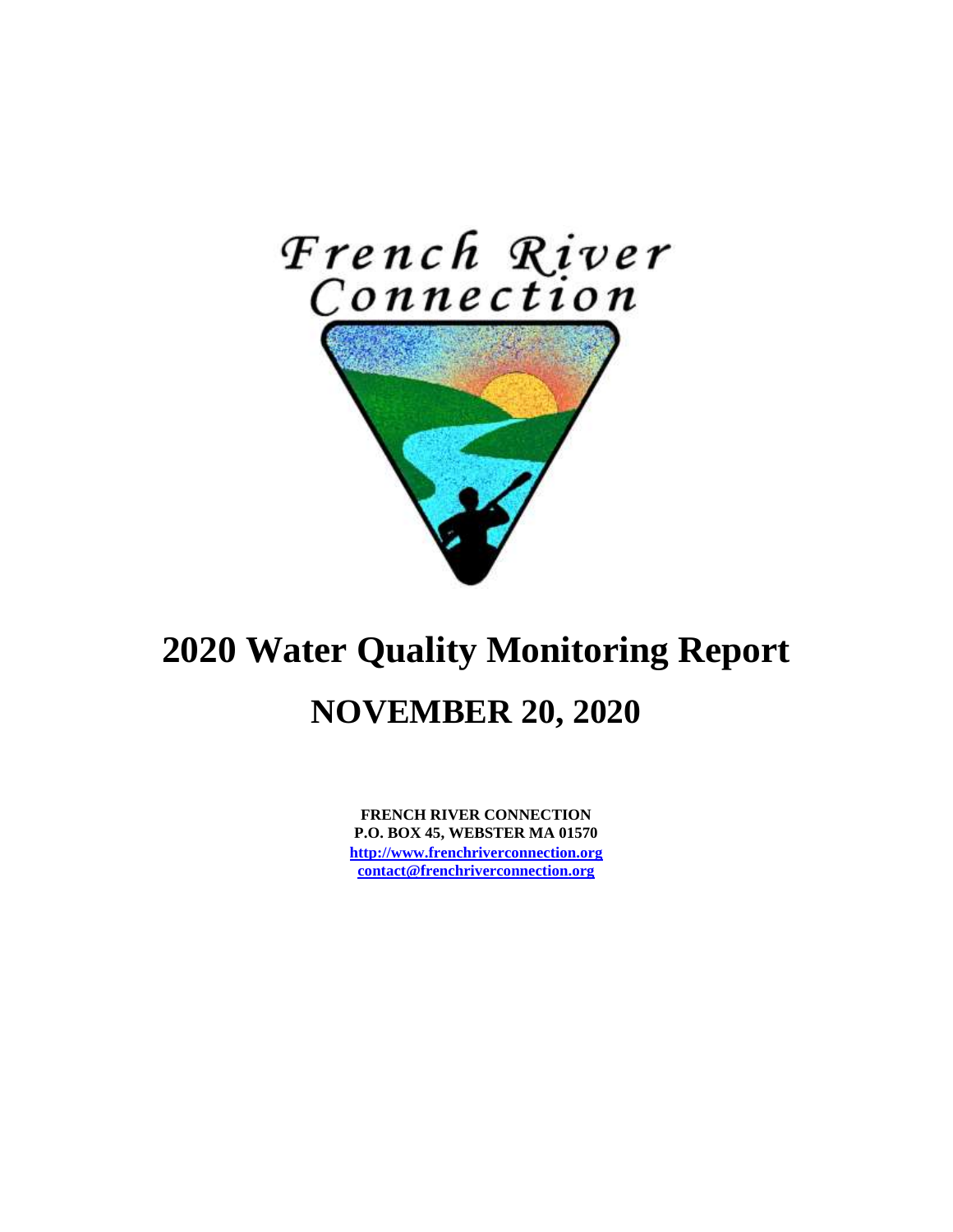French River Connection

# 2020 Water Quality Monitoring Report

# NOVEMBER 20, 2020

**FRENCH RIVER CONNECTION**
**P.O. BOX 45, WEBSTER MA 01570**
**[http://www.frenchriverconnection.org](http://www.frenchriverconnection.org)**
**[contact@frenchriverconnection.org](mailto:contact@frenchriverconnection.org)**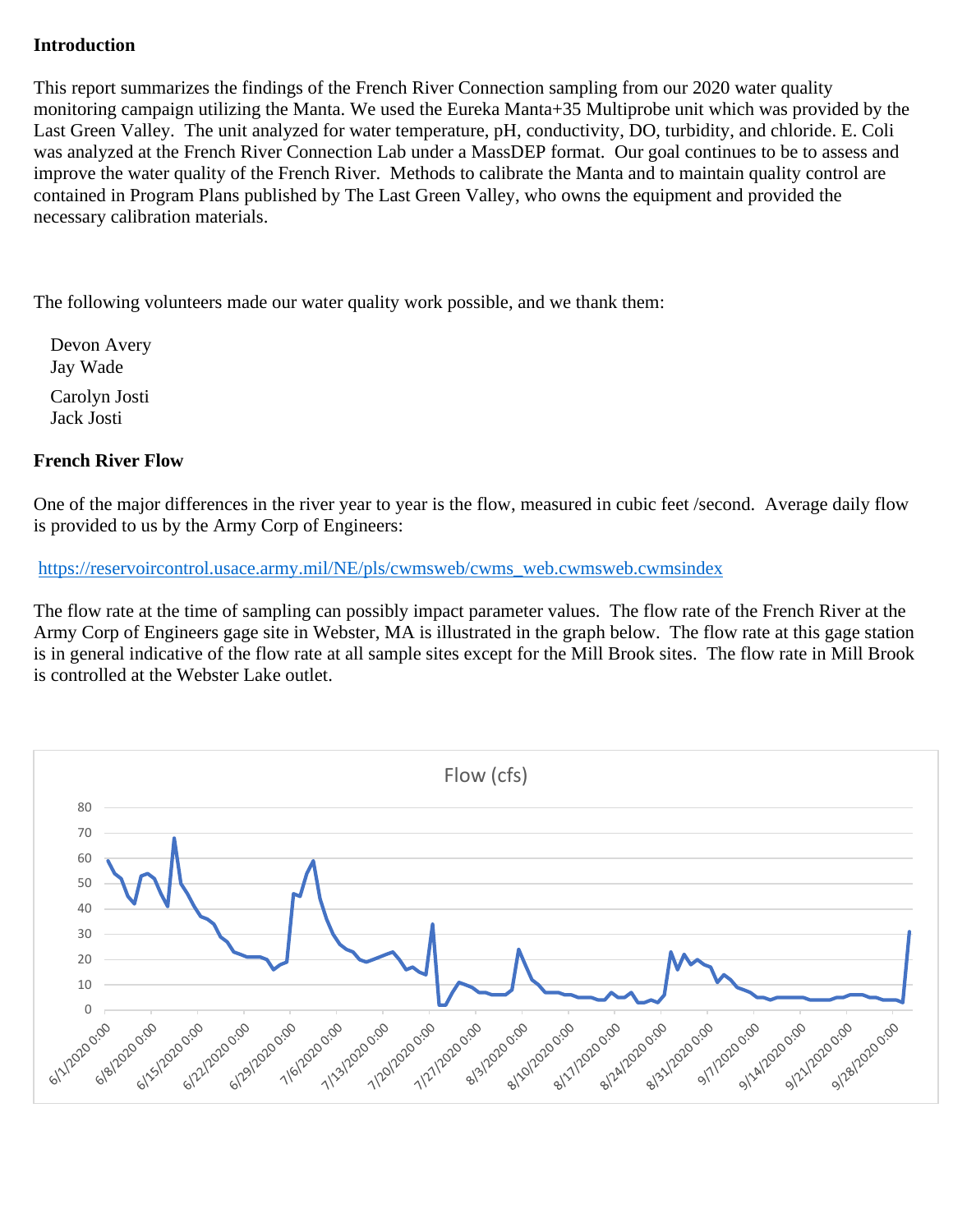**Introduction**

This report summarizes the findings of the French River Connection sampling from our 2020 water quality monitoring campaign utilizing the Manta. We used the Eureka Manta+35 Multiprobe unit which was provided by the Last Green Valley. The unit analyzed for water temperature, pH, conductivity, DO, turbidity, and chloride. E. Coli was analyzed at the French River Connection Lab under a MassDEP format. Our goal continues to be to assess and improve the water quality of the French River. Methods to calibrate the Manta and to maintain quality control are contained in Program Plans published by The Last Green Valley, who owns the equipment and provided the necessary calibration materials.

The following volunteers made our water quality work possible, and we thank them:

Devon Avery
Jay Wade
Carolyn Josti
Jack Josti

**French River Flow**

One of the major differences in the river year to year is the flow, measured in cubic feet /second. Average daily flow is provided to us by the Army Corp of Engineers:

https://reservoircontrol.usace.army.mil/NE/pls/cwmsweb/cwms_web.cwmsweb.cwmsindex

The flow rate at the time of sampling can possibly impact parameter values. The flow rate of the French River at the Army Corp of Engineers gage site in Webster, MA is illustrated in the graph below. The flow rate at this gage station is in general indicative of the flow rate at all sample sites except for the Mill Brook sites. The flow rate in Mill Brook is controlled at the Webster Lake outlet.

Flow (cfs)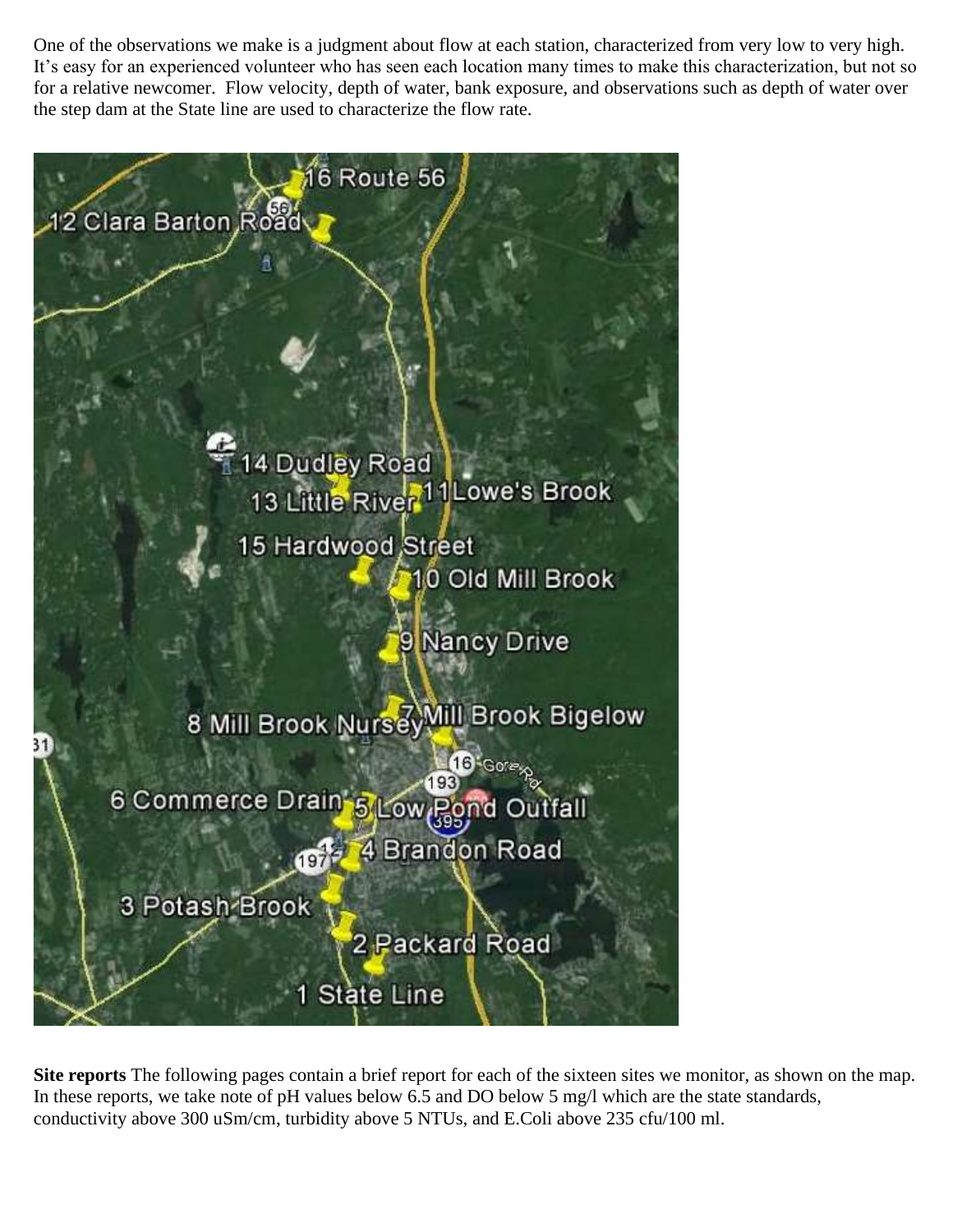One of the observations we make is a judgment about flow at each station, characterized from very low to very high. It's easy for an experienced volunteer who has seen each location many times to make this characterization, but not so for a relative newcomer. Flow velocity, depth of water, bank exposure, and observations such as depth of water over the step dam at the State line are used to characterize the flow rate.

**Site reports** The following pages contain a brief report for each of the sixteen sites we monitor, as shown on the map. In these reports, we take note of pH values below 6.5 and DO below 5 mg/l which are the state standards, conductivity above 300 uSm/cm, turbidity above 5 NTUs, and E.Coli above 235 cfu/100 ml.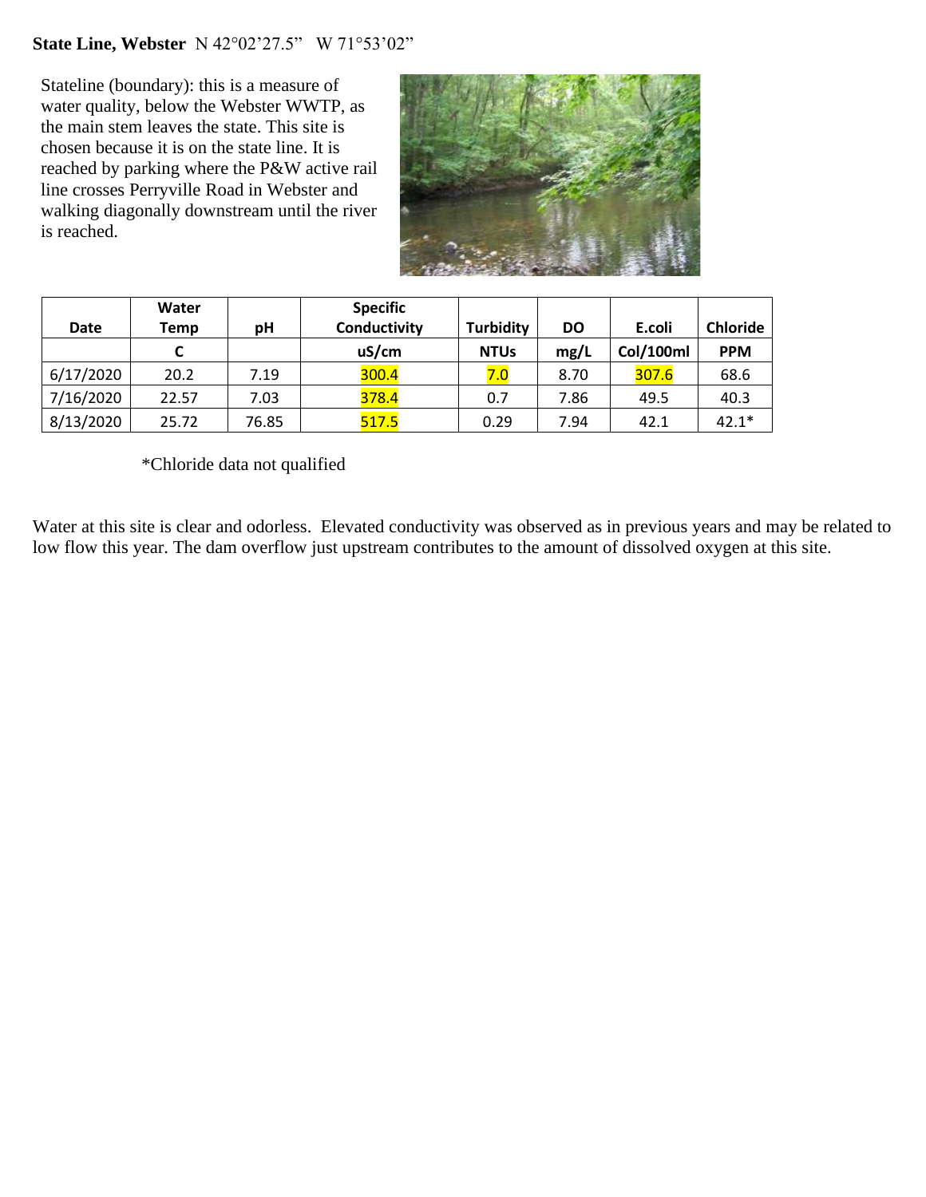**State Line, Webster** N 42°02'27.5" W 71°53'02"

Stateline (boundary): this is a measure of water quality, below the Webster WWTP, as the main stem leaves the state. This site is chosen because it is on the state line. It is reached by parking where the P&W active rail line crosses Perryville Road in Webster and walking diagonally downstream until the river is reached.

| Date | Water Temp | pH | Specific Conductivity | Turbidity | DO | E.coli | Chloride |
|---|---|---|---|---|---|---|---|
| | C | | uS/cm | NTUs | mg/L | Col/100ml | PPM |
| 6/17/2020 | 20.2 | 7.19 | 300.4 | 7.0 | 8.70 | 307.6 | 68.6 |
| 7/16/2020 | 22.57 | 7.03 | 378.4 | 0.7 | 7.86 | 49.5 | 40.3 |
| 8/13/2020 | 25.72 | 76.85 | 517.5 | 0.29 | 7.94 | 42.1 | 42.1* |

*Chloride data not qualified

Water at this site is clear and odorless. Elevated conductivity was observed as in previous years and may be related to low flow this year. The dam overflow just upstream contributes to the amount of dissolved oxygen at this site.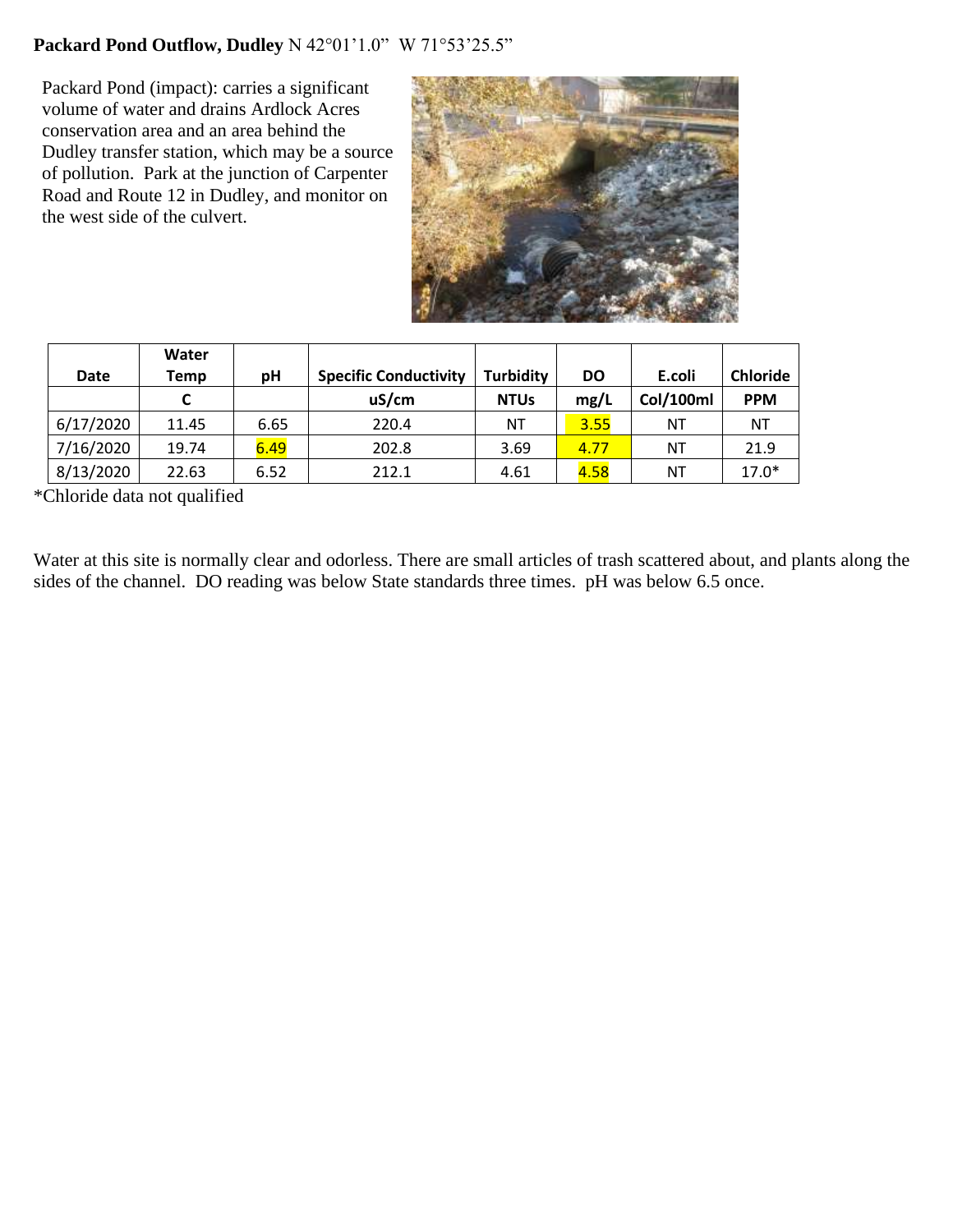**Packard Pond Outflow, Dudley** N 42°01'1.0" W 71°53'25.5"

Packard Pond (impact): carries a significant volume of water and drains Ardlock Acres conservation area and an area behind the Dudley transfer station, which may be a source of pollution. Park at the junction of Carpenter Road and Route 12 in Dudley, and monitor on the west side of the culvert.

| Date | Water Temp | pH | Specific Conductivity | Turbidity | DO | E.coli | Chloride |
|---|---|---|---|---|---|---|---|
| | C | | uS/cm | NTUs | mg/L | Col/100ml | PPM |
| 6/17/2020 | 11.45 | 6.65 | 220.4 | NT | 3.55 | NT | NT |
| 7/16/2020 | 19.74 | 6.49 | 202.8 | 3.69 | 4.77 | NT | 21.9 |
| 8/13/2020 | 22.63 | 6.52 | 212.1 | 4.61 | 4.58 | NT | 17.0* |

*Chloride data not qualified

Water at this site is normally clear and odorless. There are small articles of trash scattered about, and plants along the sides of the channel. DO reading was below State standards three times. pH was below 6.5 once.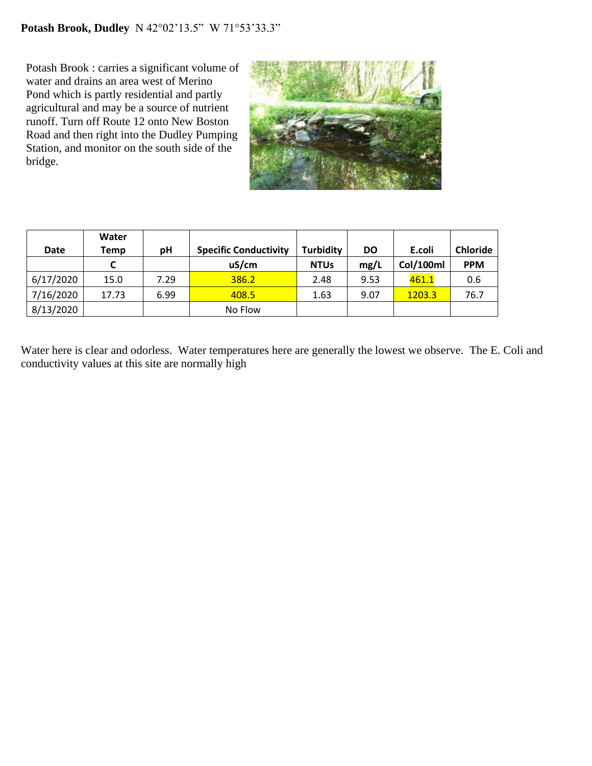**Potash Brook, Dudley** N 42°02'13.5" W 71°53'33.3"

Potash Brook : carries a significant volume of water and drains an area west of Merino Pond which is partly residential and partly agricultural and may be a source of nutrient runoff. Turn off Route 12 onto New Boston Road and then right into the Dudley Pumping Station, and monitor on the south side of the bridge.

| Date | Water Temp | pH | Specific Conductivity | Turbidity | DO | E.coli | Chloride |
|---|---|---|---|---|---|---|---|
| | C | | uS/cm | NTUs | mg/L | Col/100ml | PPM |
| 6/17/2020 | 15.0 | 7.29 | 386.2 | 2.48 | 9.53 | 461.1 | 0.6 |
| 7/16/2020 | 17.73 | 6.99 | 408.5 | 1.63 | 9.07 | 1203.3 | 76.7 |
| 8/13/2020 | | | No Flow | | | | |

Water here is clear and odorless. Water temperatures here are generally the lowest we observe. The E. Coli and conductivity values at this site are normally high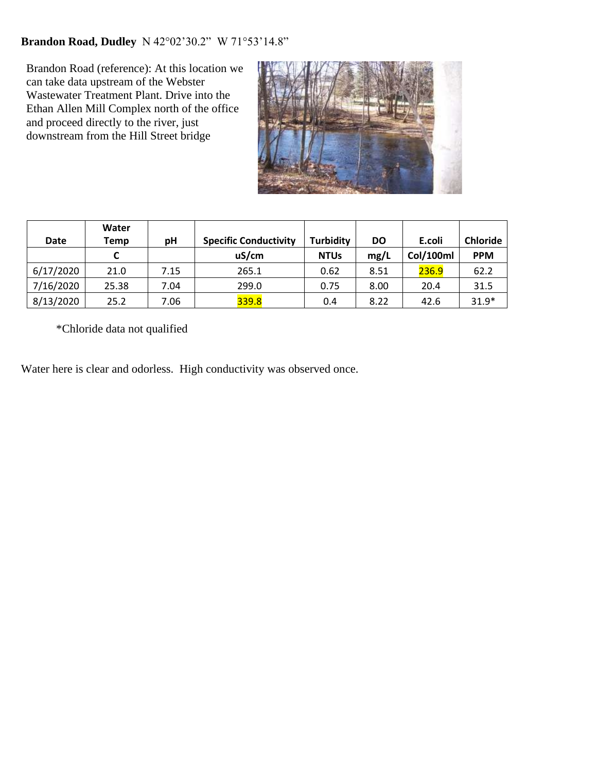**Brandon Road, Dudley** N 42°02'30.2" W 71°53'14.8"

Brandon Road (reference): At this location we can take data upstream of the Webster Wastewater Treatment Plant. Drive into the Ethan Allen Mill Complex north of the office and proceed directly to the river, just downstream from the Hill Street bridge

| Date | Water Temp | pH | Specific Conductivity | Turbidity | DO | E.coli | Chloride |
|---|---|---|---|---|---|---|---|
| | C | | uS/cm | NTUs | mg/L | Col/100ml | PPM |
| 6/17/2020 | 21.0 | 7.15 | 265.1 | 0.62 | 8.51 | 236.9 | 62.2 |
| 7/16/2020 | 25.38 | 7.04 | 299.0 | 0.75 | 8.00 | 20.4 | 31.5 |
| 8/13/2020 | 25.2 | 7.06 | 339.8 | 0.4 | 8.22 | 42.6 | 31.9* |

*Chloride data not qualified

Water here is clear and odorless. High conductivity was observed once.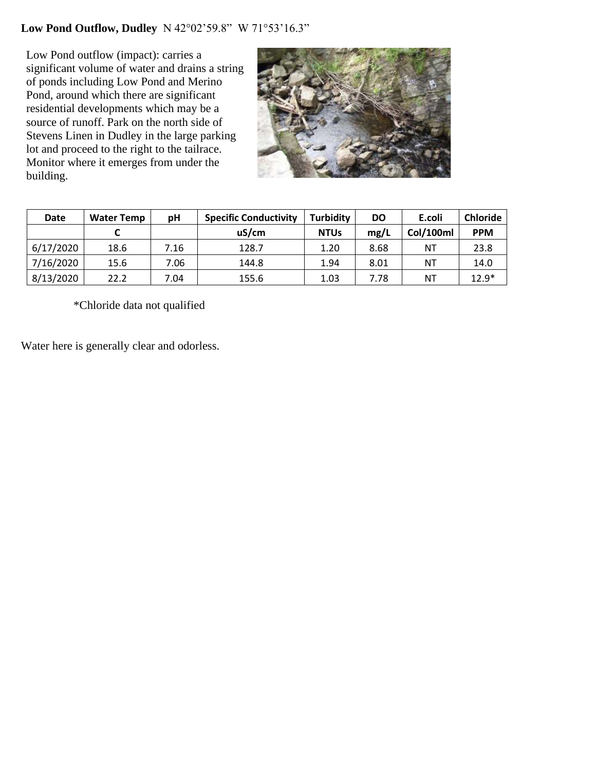**Low Pond Outflow, Dudley** N 42°02'59.8" W 71°53'16.3"

Low Pond outflow (impact): carries a significant volume of water and drains a string of ponds including Low Pond and Merino Pond, around which there are significant residential developments which may be a source of runoff. Park on the north side of Stevens Linen in Dudley in the large parking lot and proceed to the right to the tailrace. Monitor where it emerges from under the building.

| Date | Water Temp | pH | Specific Conductivity | Turbidity | DO | E.coli | Chloride |
|---|---|---|---|---|---|---|---|
| | C | | uS/cm | NTUs | mg/L | Col/100ml | PPM |
| 6/17/2020 | 18.6 | 7.16 | 128.7 | 1.20 | 8.68 | NT | 23.8 |
| 7/16/2020 | 15.6 | 7.06 | 144.8 | 1.94 | 8.01 | NT | 14.0 |
| 8/13/2020 | 22.2 | 7.04 | 155.6 | 1.03 | 7.78 | NT | 12.9* |

*Chloride data not qualified

Water here is generally clear and odorless.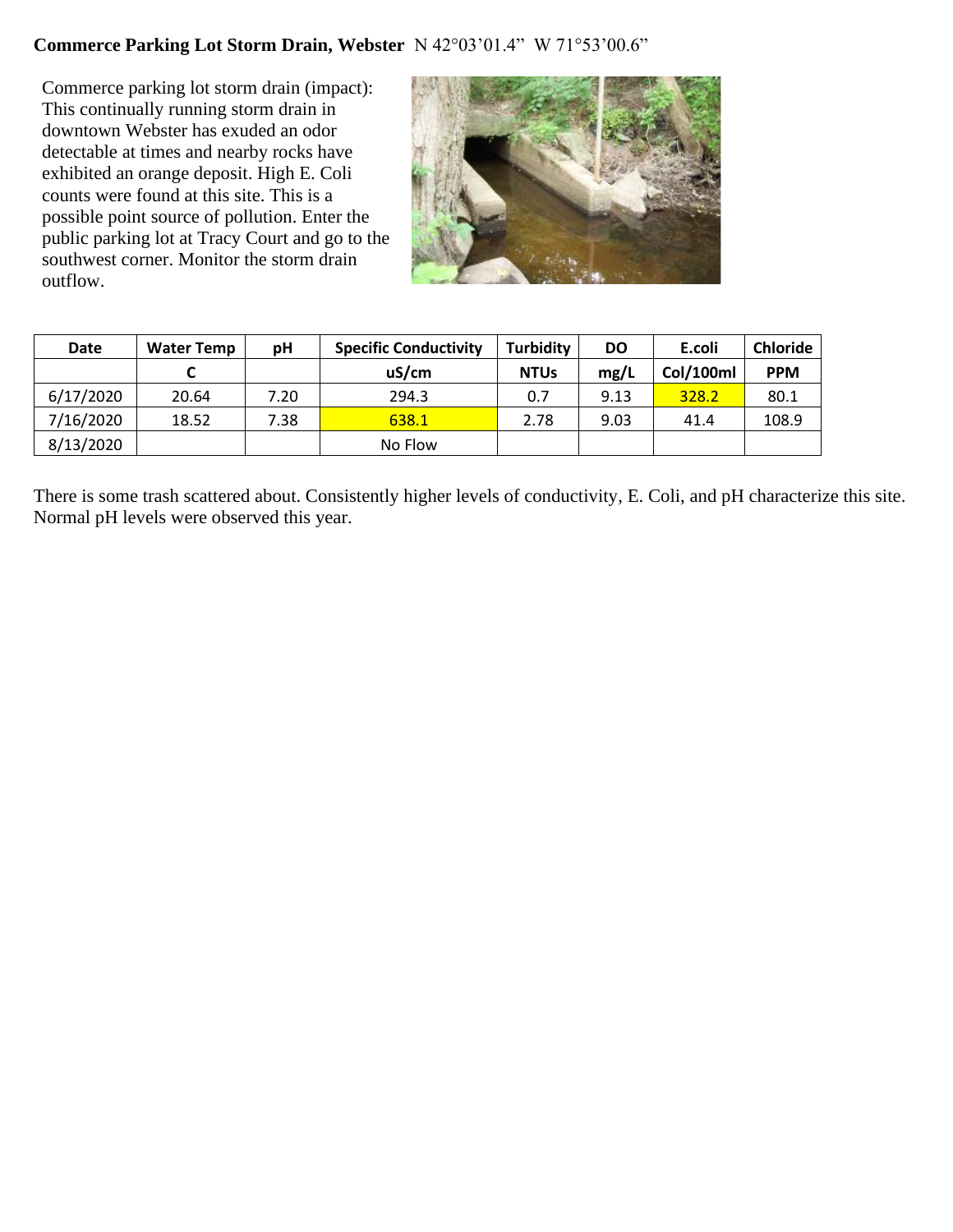**Commerce Parking Lot Storm Drain, Webster** N 42°03'01.4" W 71°53'00.6"

Commerce parking lot storm drain (impact): This continually running storm drain in downtown Webster has exuded an odor detectable at times and nearby rocks have exhibited an orange deposit. High E. Coli counts were found at this site. This is a possible point source of pollution. Enter the public parking lot at Tracy Court and go to the southwest corner. Monitor the storm drain outflow.

| Date | Water Temp | pH | Specific Conductivity | Turbidity | DO | E.coli | Chloride |
|---|---|---|---|---|---|---|---|
| | C | | uS/cm | NTUs | mg/L | Col/100ml | PPM |
| 6/17/2020 | 20.64 | 7.20 | 294.3 | 0.7 | 9.13 | 328.2 | 80.1 |
| 7/16/2020 | 18.52 | 7.38 | 638.1 | 2.78 | 9.03 | 41.4 | 108.9 |
| 8/13/2020 | | | No Flow | | | | |

There is some trash scattered about. Consistently higher levels of conductivity, E. Coli, and pH characterize this site. Normal pH levels were observed this year.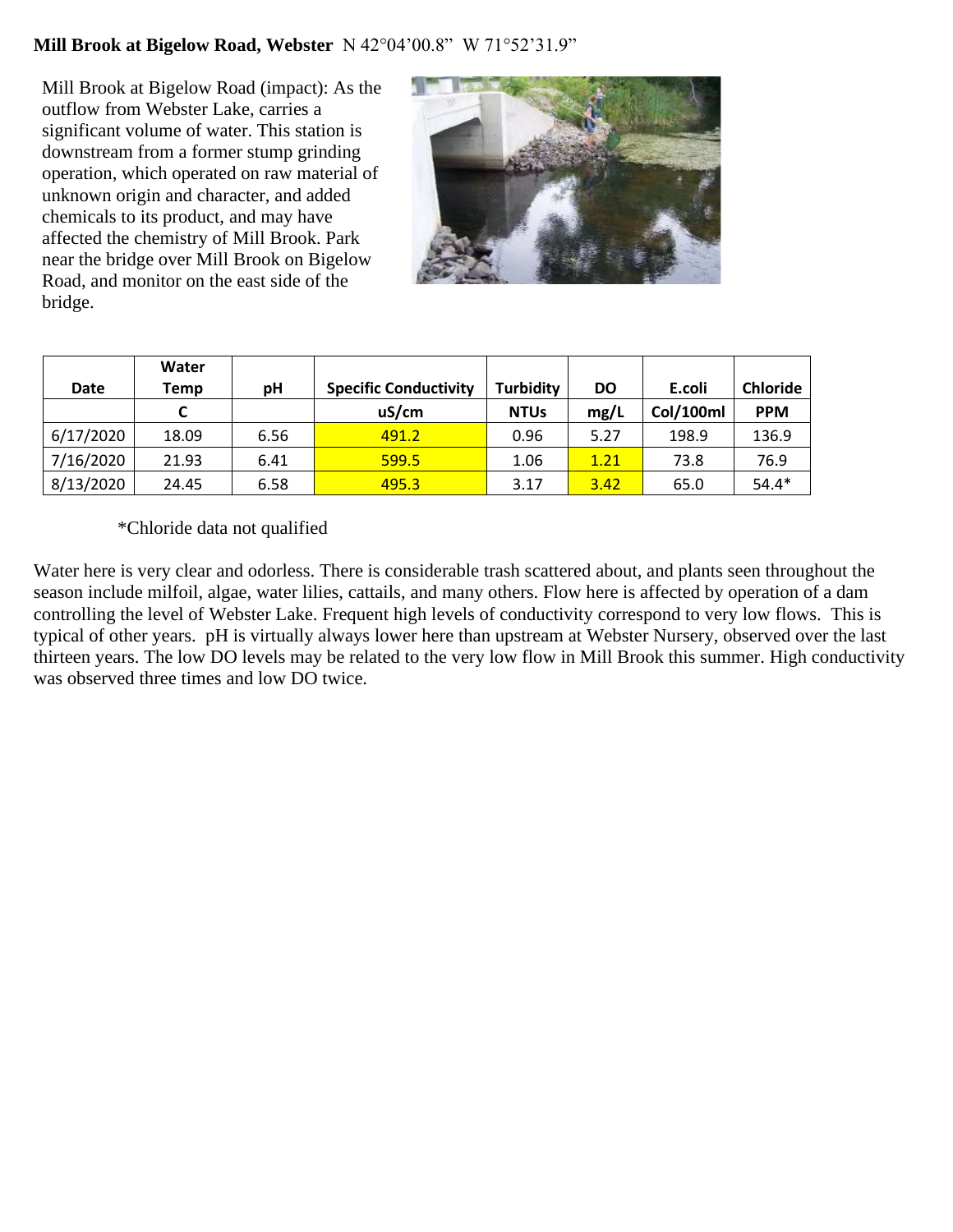**Mill Brook at Bigelow Road, Webster** N 42°04'00.8" W 71°52'31.9"

Mill Brook at Bigelow Road (impact): As the outflow from Webster Lake, carries a significant volume of water. This station is downstream from a former stump grinding operation, which operated on raw material of unknown origin and character, and added chemicals to its product, and may have affected the chemistry of Mill Brook. Park near the bridge over Mill Brook on Bigelow Road, and monitor on the east side of the bridge.

| Date | Water Temp | pH | Specific Conductivity | Turbidity | DO | E.coli | Chloride |
|---|---|---|---|---|---|---|---|
| | C | | uS/cm | NTUs | mg/L | Col/100ml | PPM |
| 6/17/2020 | 18.09 | 6.56 | 491.2 | 0.96 | 5.27 | 198.9 | 136.9 |
| 7/16/2020 | 21.93 | 6.41 | 599.5 | 1.06 | 1.21 | 73.8 | 76.9 |
| 8/13/2020 | 24.45 | 6.58 | 495.3 | 3.17 | 3.42 | 65.0 | 54.4* |

*Chloride data not qualified

Water here is very clear and odorless. There is considerable trash scattered about, and plants seen throughout the season include milfoil, algae, water lilies, cattails, and many others. Flow here is affected by operation of a dam controlling the level of Webster Lake. Frequent high levels of conductivity correspond to very low flows. This is typical of other years. pH is virtually always lower here than upstream at Webster Nursery, observed over the last thirteen years. The low DO levels may be related to the very low flow in Mill Brook this summer. High conductivity was observed three times and low DO twice.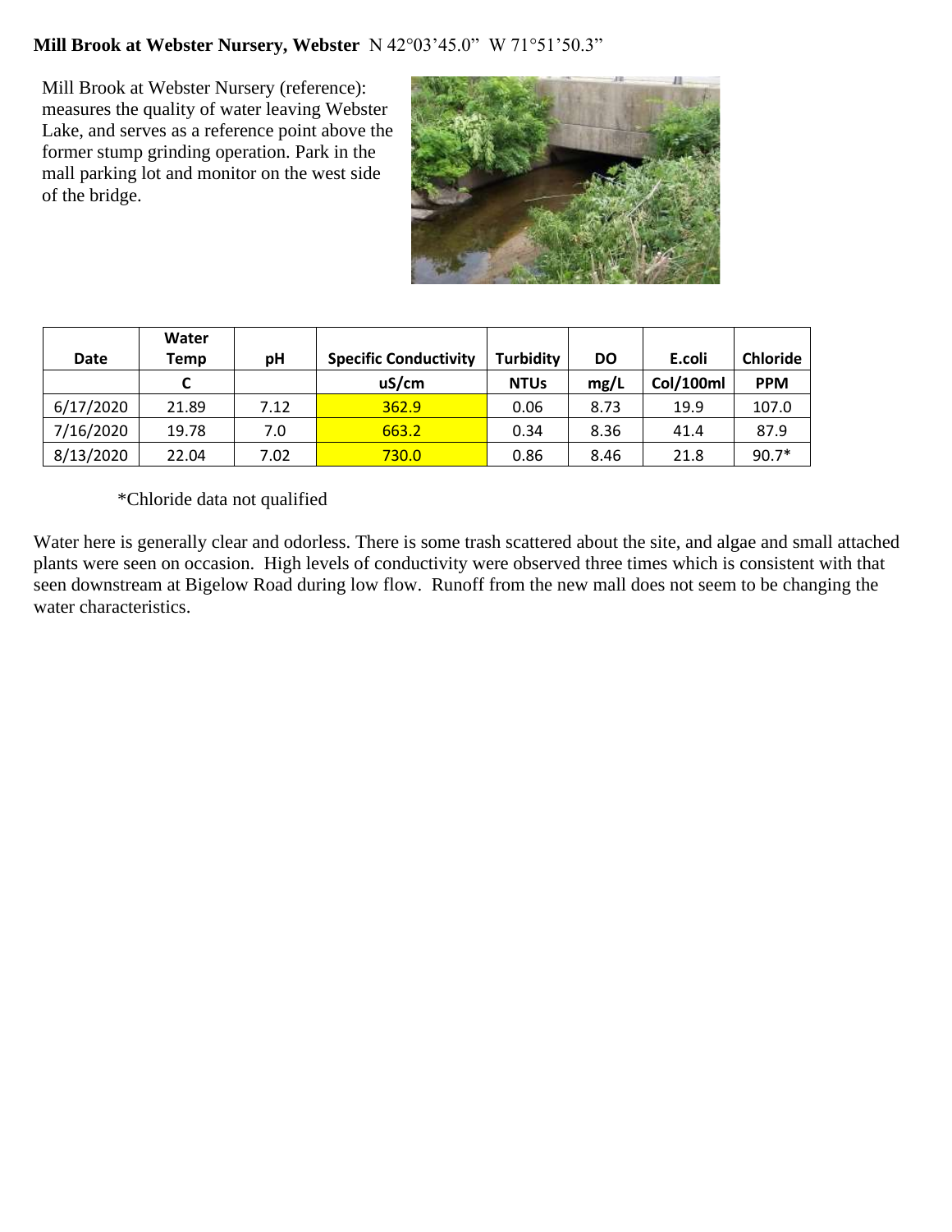**Mill Brook at Webster Nursery, Webster** N 42°03'45.0" W 71°51'50.3"

Mill Brook at Webster Nursery (reference): measures the quality of water leaving Webster Lake, and serves as a reference point above the former stump grinding operation. Park in the mall parking lot and monitor on the west side of the bridge.

| Date | Water Temp | pH | Specific Conductivity | Turbidity | DO | E.coli | Chloride |
|---|---|---|---|---|---|---|---|
| | C | | uS/cm | NTUs | mg/L | Col/100ml | PPM |
| 6/17/2020 | 21.89 | 7.12 | 362.9 | 0.06 | 8.73 | 19.9 | 107.0 |
| 7/16/2020 | 19.78 | 7.0 | 663.2 | 0.34 | 8.36 | 41.4 | 87.9 |
| 8/13/2020 | 22.04 | 7.02 | 730.0 | 0.86 | 8.46 | 21.8 | 90.7* |

*Chloride data not qualified

Water here is generally clear and odorless. There is some trash scattered about the site, and algae and small attached plants were seen on occasion. High levels of conductivity were observed three times which is consistent with that seen downstream at Bigelow Road during low flow. Runoff from the new mall does not seem to be changing the water characteristics.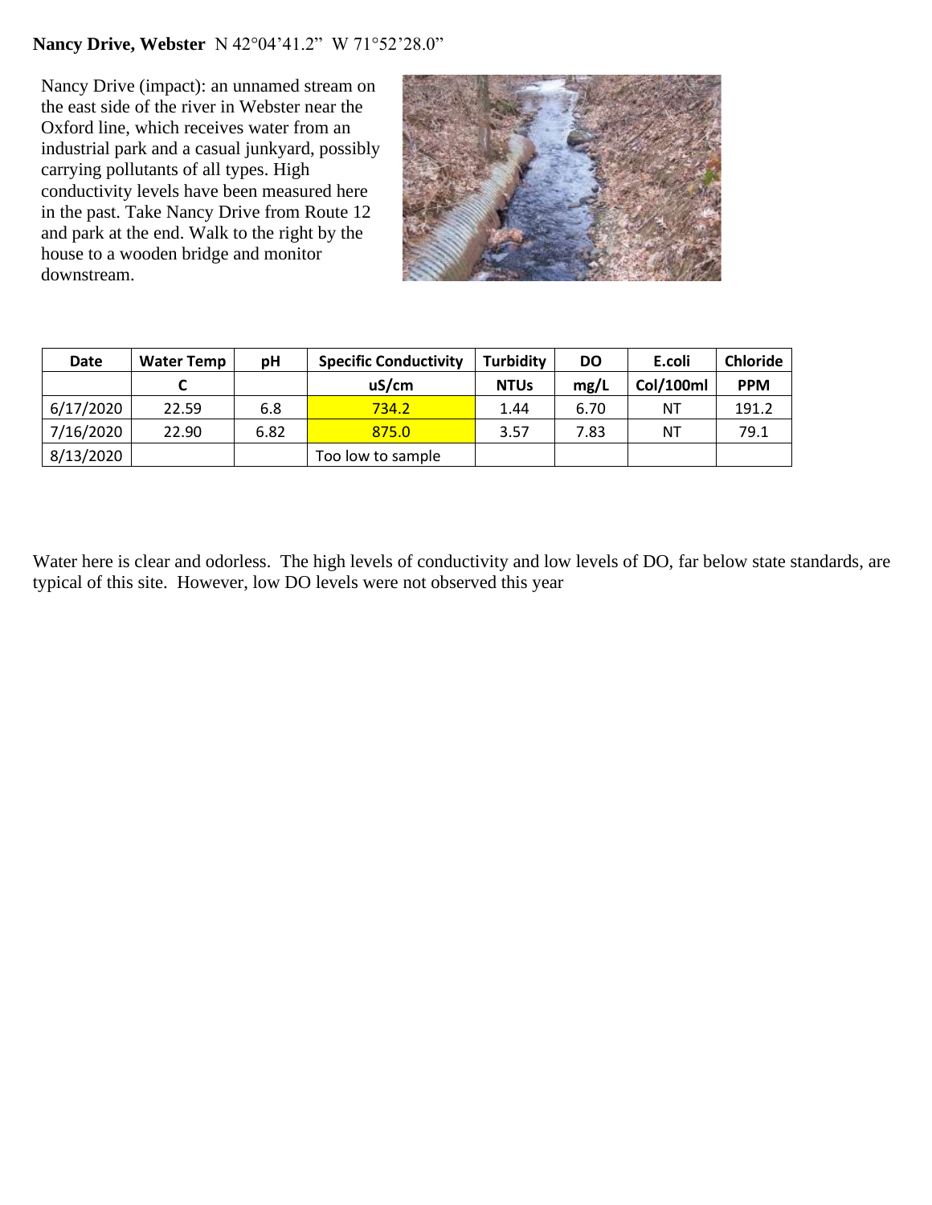**Nancy Drive, Webster** N 42°04'41.2" W 71°52'28.0"

Nancy Drive (impact): an unnamed stream on the east side of the river in Webster near the Oxford line, which receives water from an industrial park and a casual junkyard, possibly carrying pollutants of all types. High conductivity levels have been measured here in the past. Take Nancy Drive from Route 12 and park at the end. Walk to the right by the house to a wooden bridge and monitor downstream.

| Date | Water Temp | pH | Specific Conductivity | Turbidity | DO | E.coli | Chloride |
|---|---|---|---|---|---|---|---|
| | C | | uS/cm | NTUs | mg/L | Col/100ml | PPM |
| 6/17/2020 | 22.59 | 6.8 | 734.2 | 1.44 | 6.70 | NT | 191.2 |
| 7/16/2020 | 22.90 | 6.82 | 875.0 | 3.57 | 7.83 | NT | 79.1 |
| 8/13/2020 | | | Too low to sample | | | | |

Water here is clear and odorless. The high levels of conductivity and low levels of DO, far below state standards, are typical of this site. However, low DO levels were not observed this year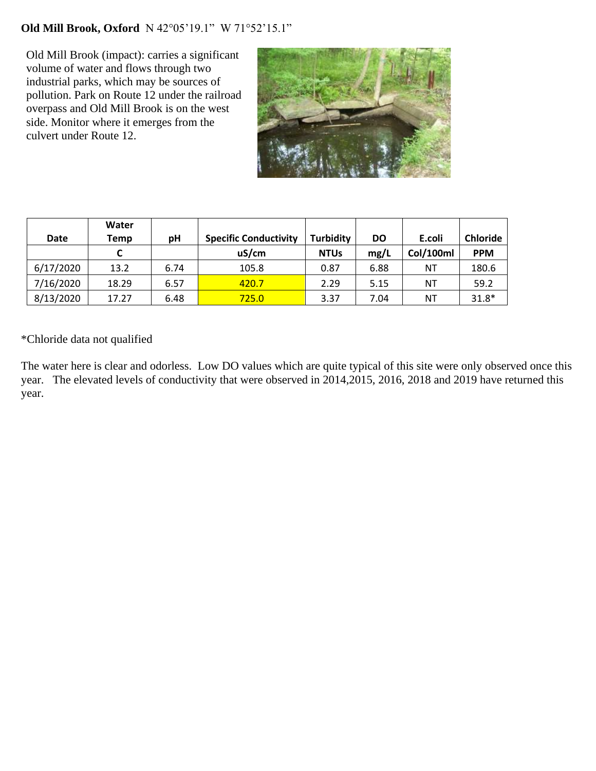**Old Mill Brook, Oxford** N 42°05'19.1" W 71°52'15.1"

Old Mill Brook (impact): carries a significant volume of water and flows through two industrial parks, which may be sources of pollution. Park on Route 12 under the railroad overpass and Old Mill Brook is on the west side. Monitor where it emerges from the culvert under Route 12.

| Date | Water Temp | pH | Specific Conductivity | Turbidity | DO | E.coli | Chloride |
|---|---|---|---|---|---|---|---|
| | C | | uS/cm | NTUs | mg/L | Col/100ml | PPM |
| 6/17/2020 | 13.2 | 6.74 | 105.8 | 0.87 | 6.88 | NT | 180.6 |
| 7/16/2020 | 18.29 | 6.57 | 420.7 | 2.29 | 5.15 | NT | 59.2 |
| 8/13/2020 | 17.27 | 6.48 | 725.0 | 3.37 | 7.04 | NT | 31.8* |

*Chloride data not qualified

The water here is clear and odorless. Low DO values which are quite typical of this site were only observed once this year. The elevated levels of conductivity that were observed in 2014,2015, 2016, 2018 and 2019 have returned this year.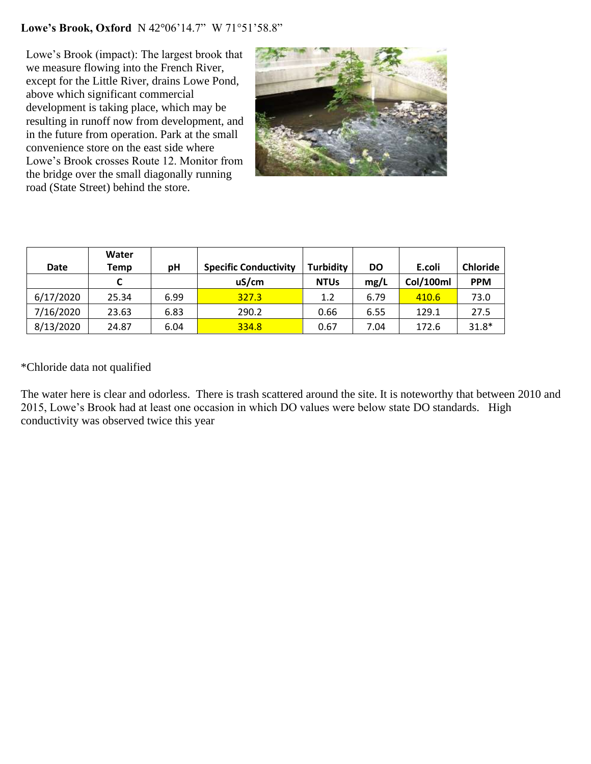**Lowe's Brook, Oxford** N 42°06'14.7" W 71°51'58.8"

Lowe's Brook (impact): The largest brook that we measure flowing into the French River, except for the Little River, drains Lowe Pond, above which significant commercial development is taking place, which may be resulting in runoff now from development, and in the future from operation. Park at the small convenience store on the east side where Lowe's Brook crosses Route 12. Monitor from the bridge over the small diagonally running road (State Street) behind the store.

| Date | Water Temp | pH | Specific Conductivity | Turbidity | DO | E.coli | Chloride |
|---|---|---|---|---|---|---|---|
| | C | | uS/cm | NTUs | mg/L | Col/100ml | PPM |
| 6/17/2020 | 25.34 | 6.99 | 327.3 | 1.2 | 6.79 | 410.6 | 73.0 |
| 7/16/2020 | 23.63 | 6.83 | 290.2 | 0.66 | 6.55 | 129.1 | 27.5 |
| 8/13/2020 | 24.87 | 6.04 | 334.8 | 0.67 | 7.04 | 172.6 | 31.8* |

*Chloride data not qualified

The water here is clear and odorless. There is trash scattered around the site. It is noteworthy that between 2010 and 2015, Lowe's Brook had at least one occasion in which DO values were below state DO standards. High conductivity was observed twice this year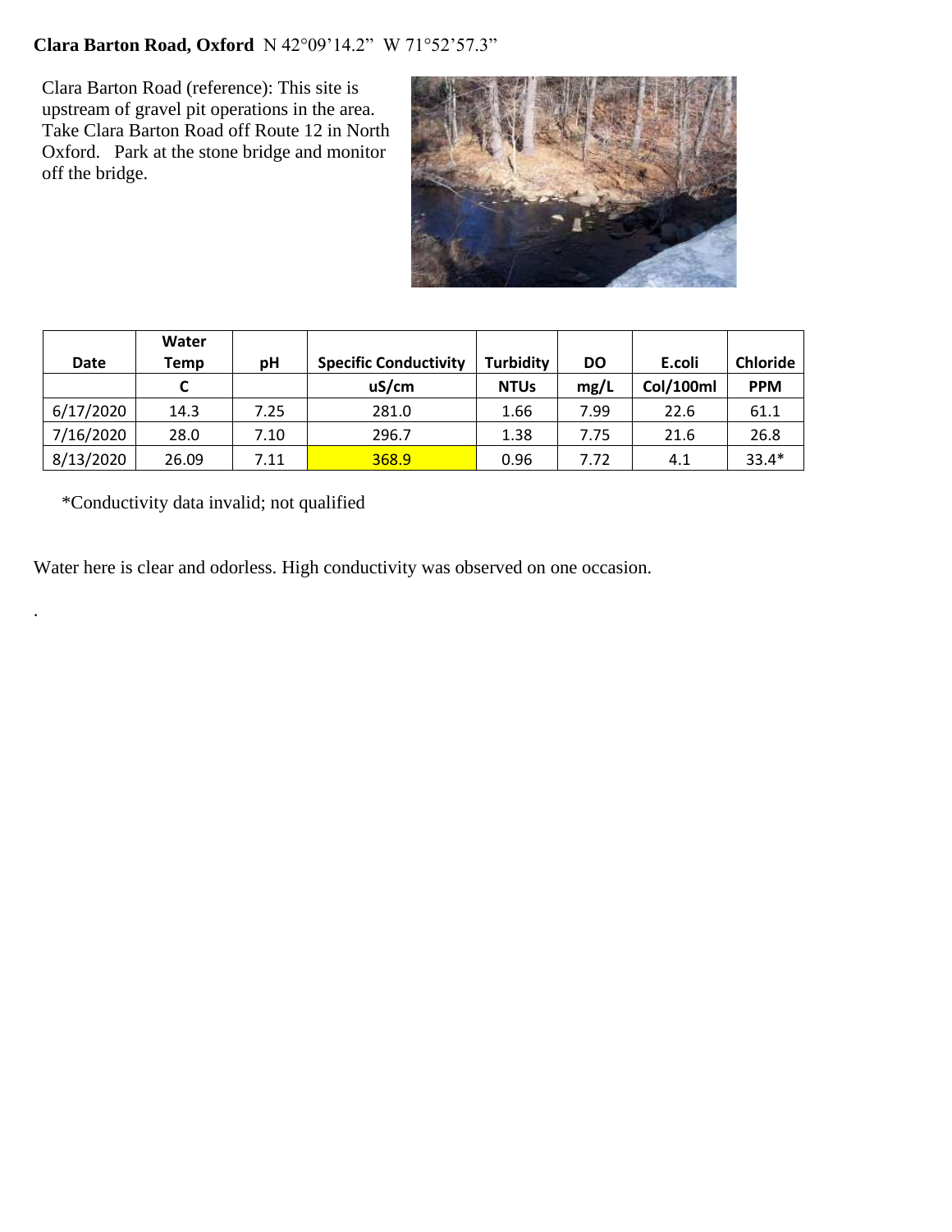**Clara Barton Road, Oxford** N 42°09'14.2" W 71°52'57.3"

Clara Barton Road (reference): This site is upstream of gravel pit operations in the area. Take Clara Barton Road off Route 12 in North Oxford. Park at the stone bridge and monitor off the bridge.

| Date | Water Temp | pH | Specific Conductivity | Turbidity | DO | E.coli | Chloride |
|---|---|---|---|---|---|---|---|
| | C | | uS/cm | NTUs | mg/L | Col/100ml | PPM |
| 6/17/2020 | 14.3 | 7.25 | 281.0 | 1.66 | 7.99 | 22.6 | 61.1 |
| 7/16/2020 | 28.0 | 7.10 | 296.7 | 1.38 | 7.75 | 21.6 | 26.8 |
| 8/13/2020 | 26.09 | 7.11 | 368.9 | 0.96 | 7.72 | 4.1 | 33.4* |

*Conductivity data invalid; not qualified

Water here is clear and odorless. High conductivity was observed on one occasion.

.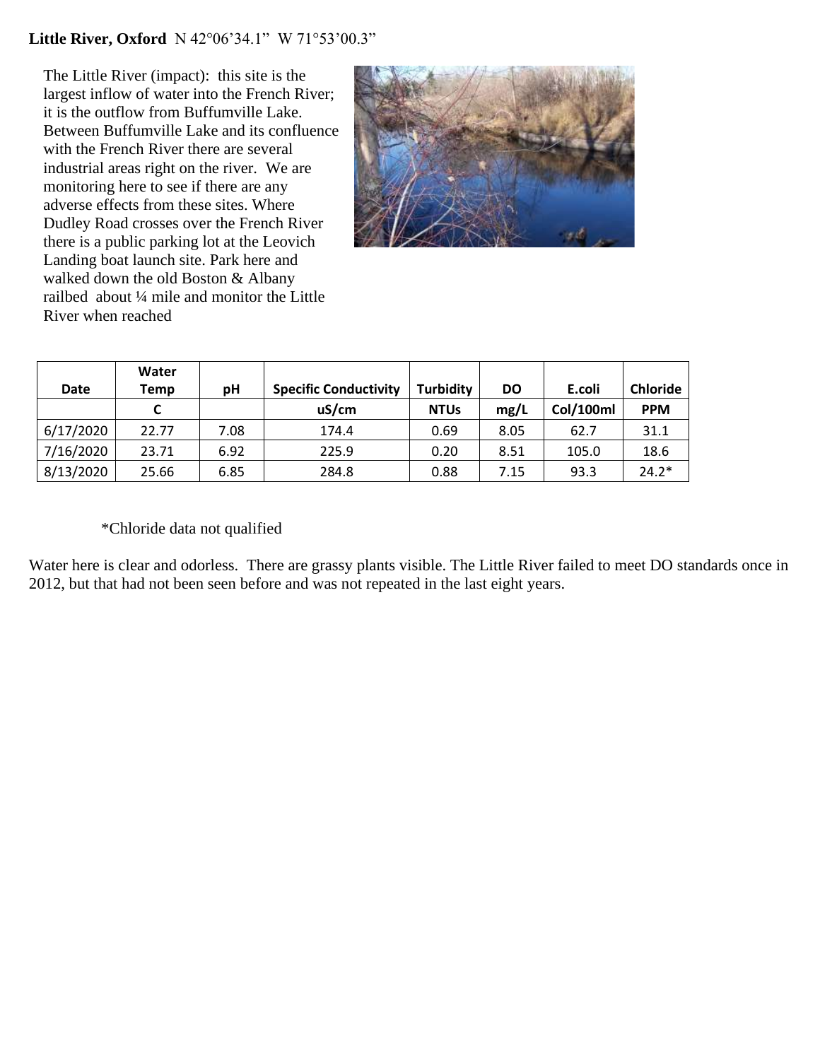**Little River, Oxford** N 42°06'34.1" W 71°53'00.3"

The Little River (impact): this site is the largest inflow of water into the French River; it is the outflow from Buffumville Lake. Between Buffumville Lake and its confluence with the French River there are several industrial areas right on the river. We are monitoring here to see if there are any adverse effects from these sites. Where Dudley Road crosses over the French River there is a public parking lot at the Leovich Landing boat launch site. Park here and walked down the old Boston & Albany railbed about ¼ mile and monitor the Little River when reached

| Date | Water Temp | pH | Specific Conductivity | Turbidity | DO | E.coli | Chloride |
|---|---|---|---|---|---|---|---|
| | C | | uS/cm | NTUs | mg/L | Col/100ml | PPM |
| 6/17/2020 | 22.77 | 7.08 | 174.4 | 0.69 | 8.05 | 62.7 | 31.1 |
| 7/16/2020 | 23.71 | 6.92 | 225.9 | 0.20 | 8.51 | 105.0 | 18.6 |
| 8/13/2020 | 25.66 | 6.85 | 284.8 | 0.88 | 7.15 | 93.3 | 24.2* |

*Chloride data not qualified

Water here is clear and odorless. There are grassy plants visible. The Little River failed to meet DO standards once in 2012, but that had not been seen before and was not repeated in the last eight years.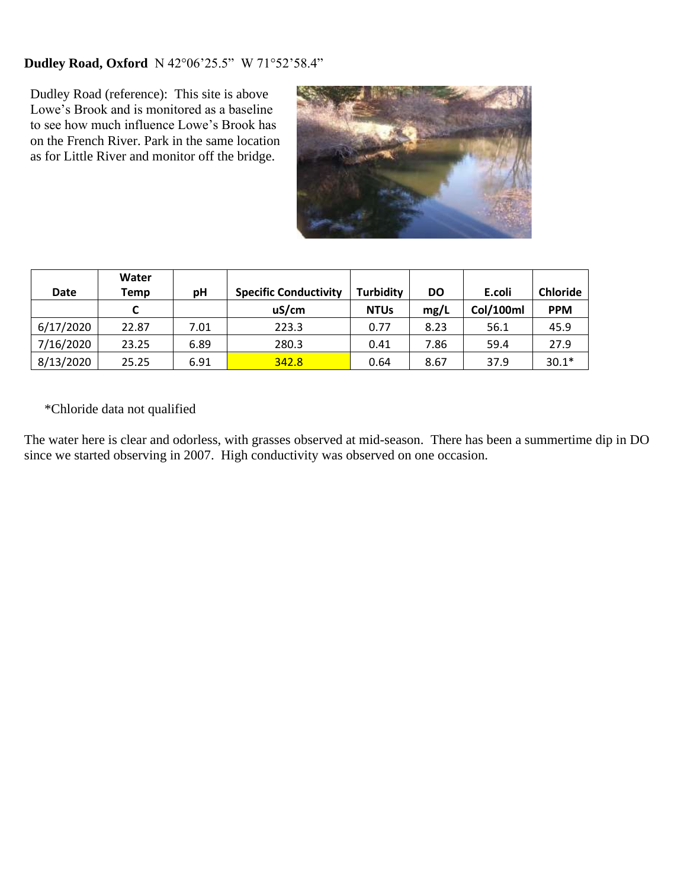**Dudley Road, Oxford** N 42°06'25.5" W 71°52'58.4"

Dudley Road (reference): This site is above Lowe's Brook and is monitored as a baseline to see how much influence Lowe's Brook has on the French River. Park in the same location as for Little River and monitor off the bridge.

| Date | Water Temp | pH | Specific Conductivity | Turbidity | DO | E.coli | Chloride |
|---|---|---|---|---|---|---|---|
| | C | | uS/cm | NTUs | mg/L | Col/100ml | PPM |
| 6/17/2020 | 22.87 | 7.01 | 223.3 | 0.77 | 8.23 | 56.1 | 45.9 |
| 7/16/2020 | 23.25 | 6.89 | 280.3 | 0.41 | 7.86 | 59.4 | 27.9 |
| 8/13/2020 | 25.25 | 6.91 | 342.8 | 0.64 | 8.67 | 37.9 | 30.1* |

*Chloride data not qualified

The water here is clear and odorless, with grasses observed at mid-season. There has been a summertime dip in DO since we started observing in 2007. High conductivity was observed on one occasion.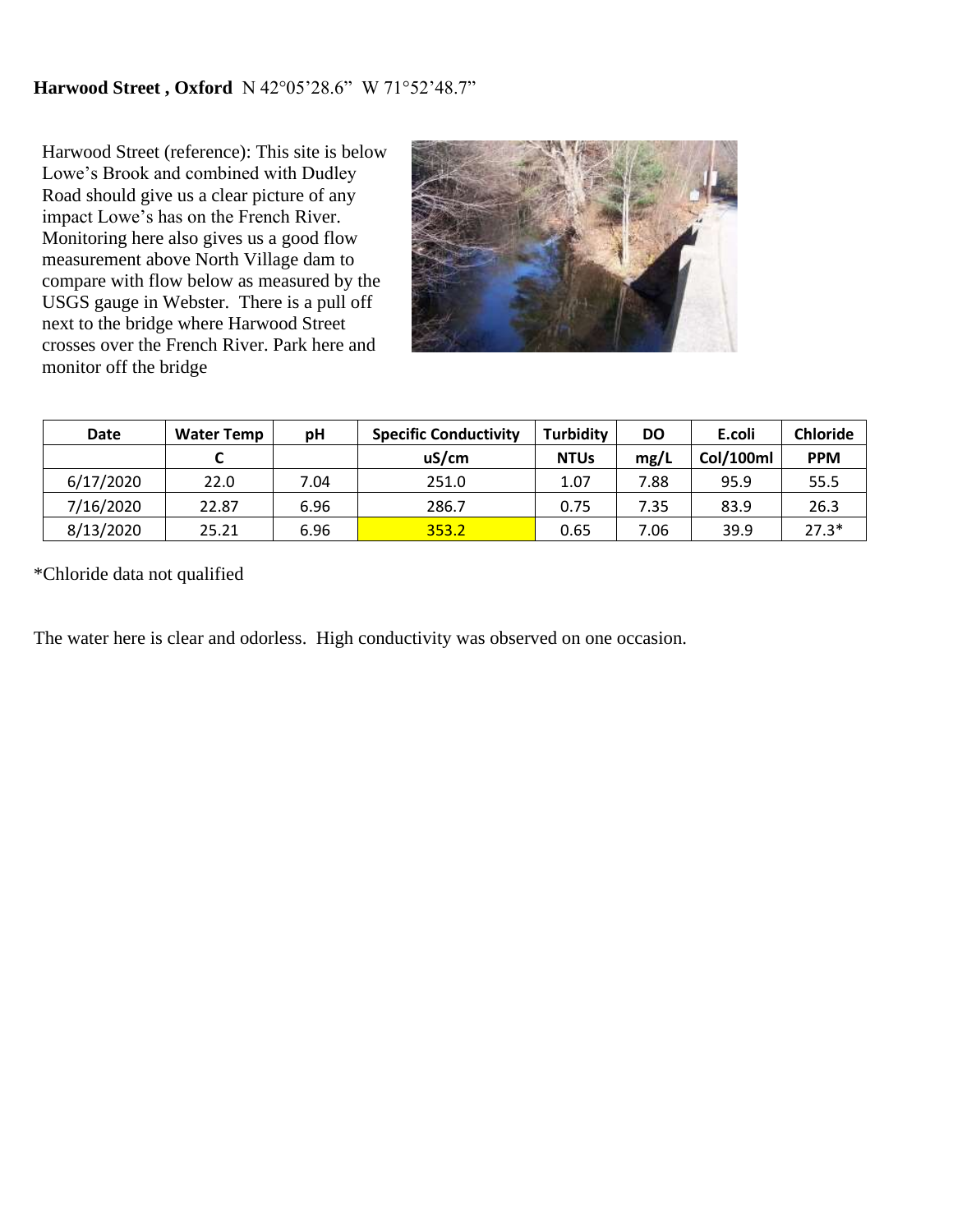**Harwood Street , Oxford** N 42°05'28.6" W 71°52'48.7"

Harwood Street (reference): This site is below Lowe's Brook and combined with Dudley Road should give us a clear picture of any impact Lowe's has on the French River. Monitoring here also gives us a good flow measurement above North Village dam to compare with flow below as measured by the USGS gauge in Webster. There is a pull off next to the bridge where Harwood Street crosses over the French River. Park here and monitor off the bridge

| Date | Water Temp | pH | Specific Conductivity | Turbidity | DO | E.coli | Chloride |
|---|---|---|---|---|---|---|---|
| | C | | uS/cm | NTUs | mg/L | Col/100ml | PPM |
| 6/17/2020 | 22.0 | 7.04 | 251.0 | 1.07 | 7.88 | 95.9 | 55.5 |
| 7/16/2020 | 22.87 | 6.96 | 286.7 | 0.75 | 7.35 | 83.9 | 26.3 |
| 8/13/2020 | 25.21 | 6.96 | 353.2 | 0.65 | 7.06 | 39.9 | 27.3* |

*Chloride data not qualified

The water here is clear and odorless. High conductivity was observed on one occasion.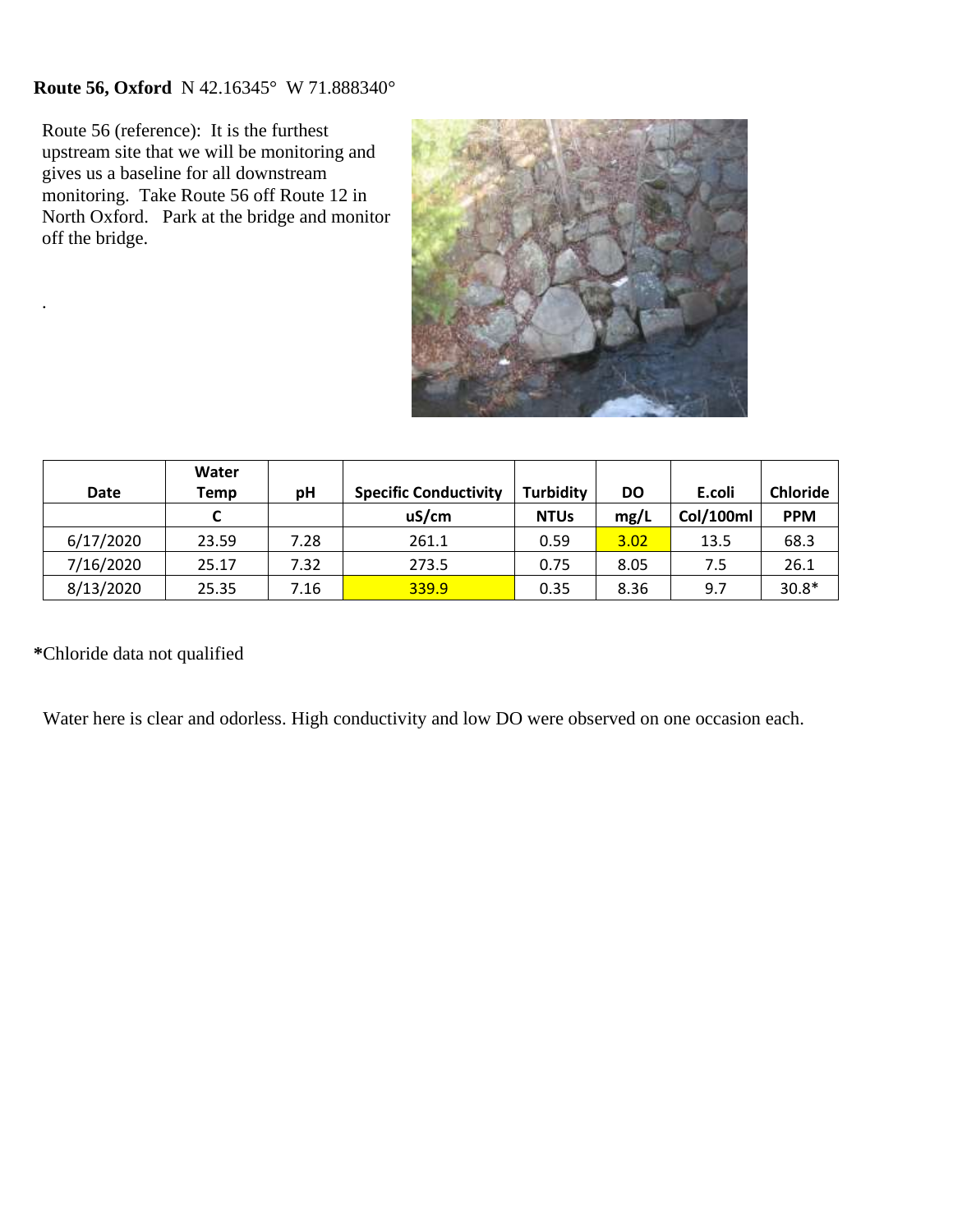**Route 56, Oxford** N 42.16345° W 71.888340°

Route 56 (reference): It is the furthest upstream site that we will be monitoring and gives us a baseline for all downstream monitoring. Take Route 56 off Route 12 in North Oxford. Park at the bridge and monitor off the bridge.

.

| Date | Water Temp | pH | Specific Conductivity | Turbidity | DO | E.coli | Chloride |
|---|---|---|---|---|---|---|---|
| | C | | uS/cm | NTUs | mg/L | Col/100ml | PPM |
| 6/17/2020 | 23.59 | 7.28 | 261.1 | 0.59 | 3.02 | 13.5 | 68.3 |
| 7/16/2020 | 25.17 | 7.32 | 273.5 | 0.75 | 8.05 | 7.5 | 26.1 |
| 8/13/2020 | 25.35 | 7.16 | 339.9 | 0.35 | 8.36 | 9.7 | 30.8* |

***Chloride data not qualified

Water here is clear and odorless. High conductivity and low DO were observed on one occasion each.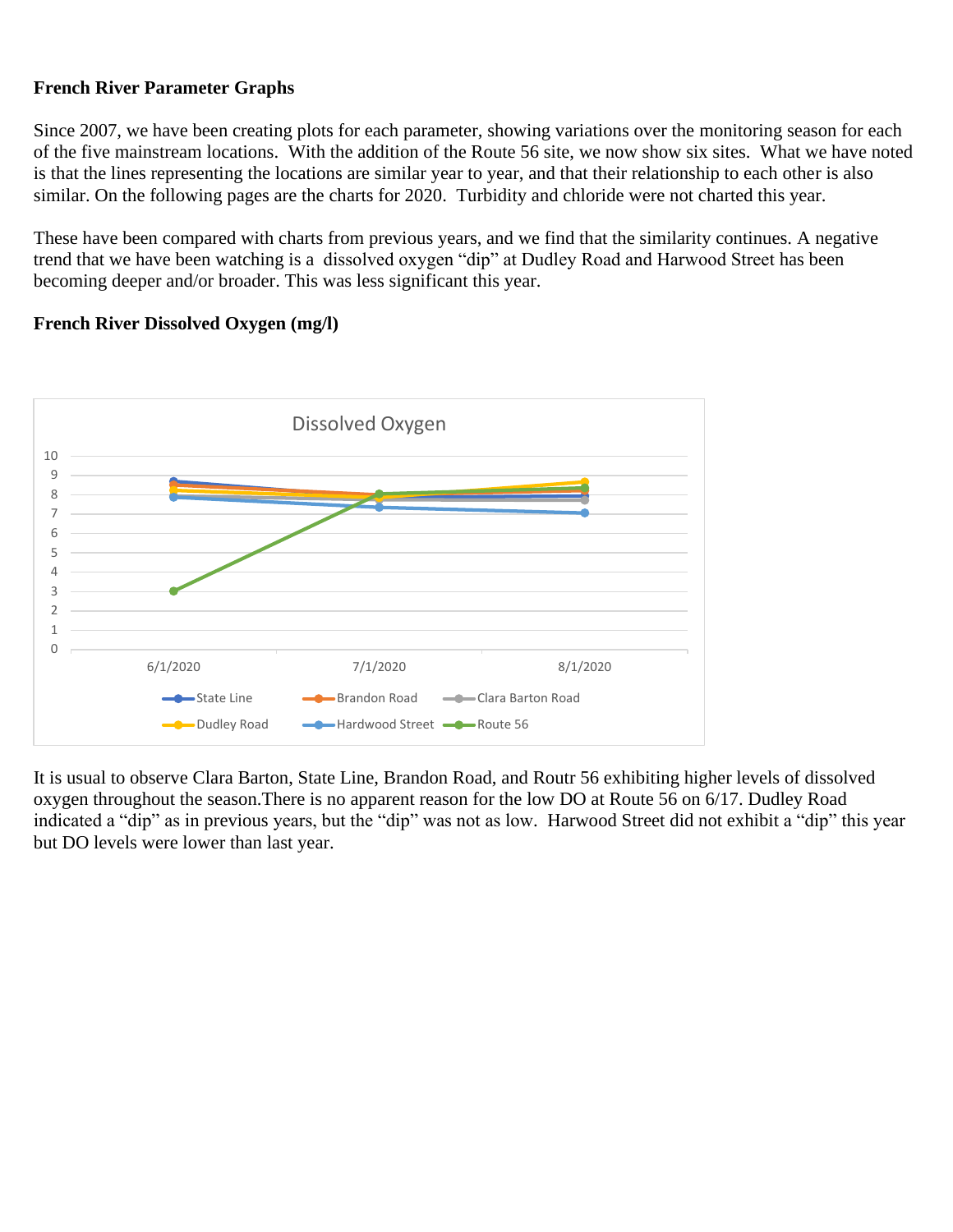**French River Parameter Graphs**

Since 2007, we have been creating plots for each parameter, showing variations over the monitoring season for each of the five mainstream locations. With the addition of the Route 56 site, we now show six sites. What we have noted is that the lines representing the locations are similar year to year, and that their relationship to each other is also similar. On the following pages are the charts for 2020. Turbidity and chloride were not charted this year.

These have been compared with charts from previous years, and we find that the similarity continues. A negative trend that we have been watching is a dissolved oxygen "dip" at Dudley Road and Harwood Street has been becoming deeper and/or broader. This was less significant this year.

**French River Dissolved Oxygen (mg/l)**

Dissolved Oxygen

10
9
8
7
6
5
4
3
2
1
0

6/1/2020 7/1/2020 8/1/2020

State Line Brandon Road Clara Barton Road Dudley Road Hardwood Street Route 56

It is usual to observe Clara Barton, State Line, Brandon Road, and Routr 56 exhibiting higher levels of dissolved oxygen throughout the season.There is no apparent reason for the low DO at Route 56 on 6/17. Dudley Road indicated a "dip" as in previous years, but the "dip" was not as low. Harwood Street did not exhibit a "dip" this year but DO levels were lower than last year.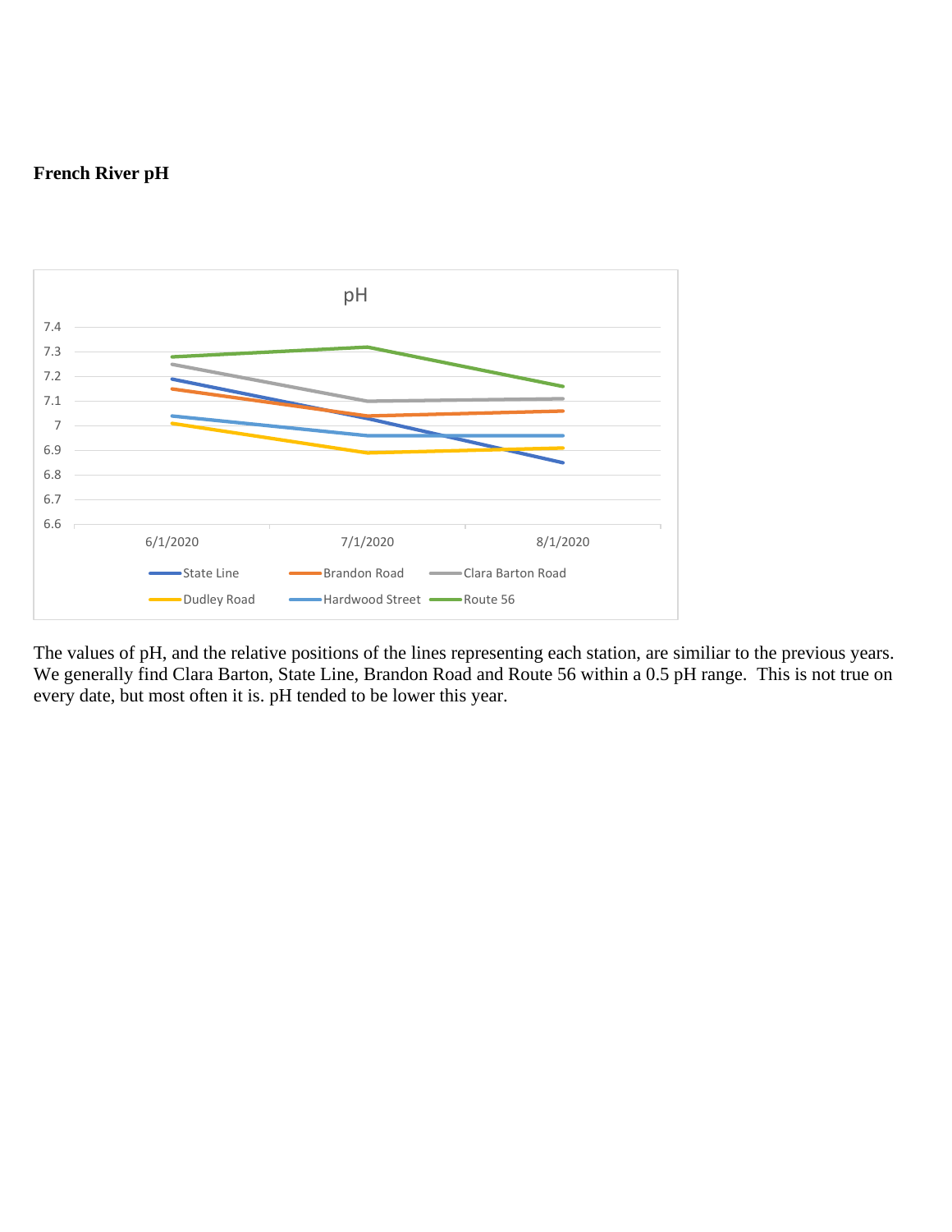**French River pH**

The values of pH, and the relative positions of the lines representing each station, are similiar to the previous years. We generally find Clara Barton, State Line, Brandon Road and Route 56 within a 0.5 pH range. This is not true on every date, but most often it is. pH tended to be lower this year.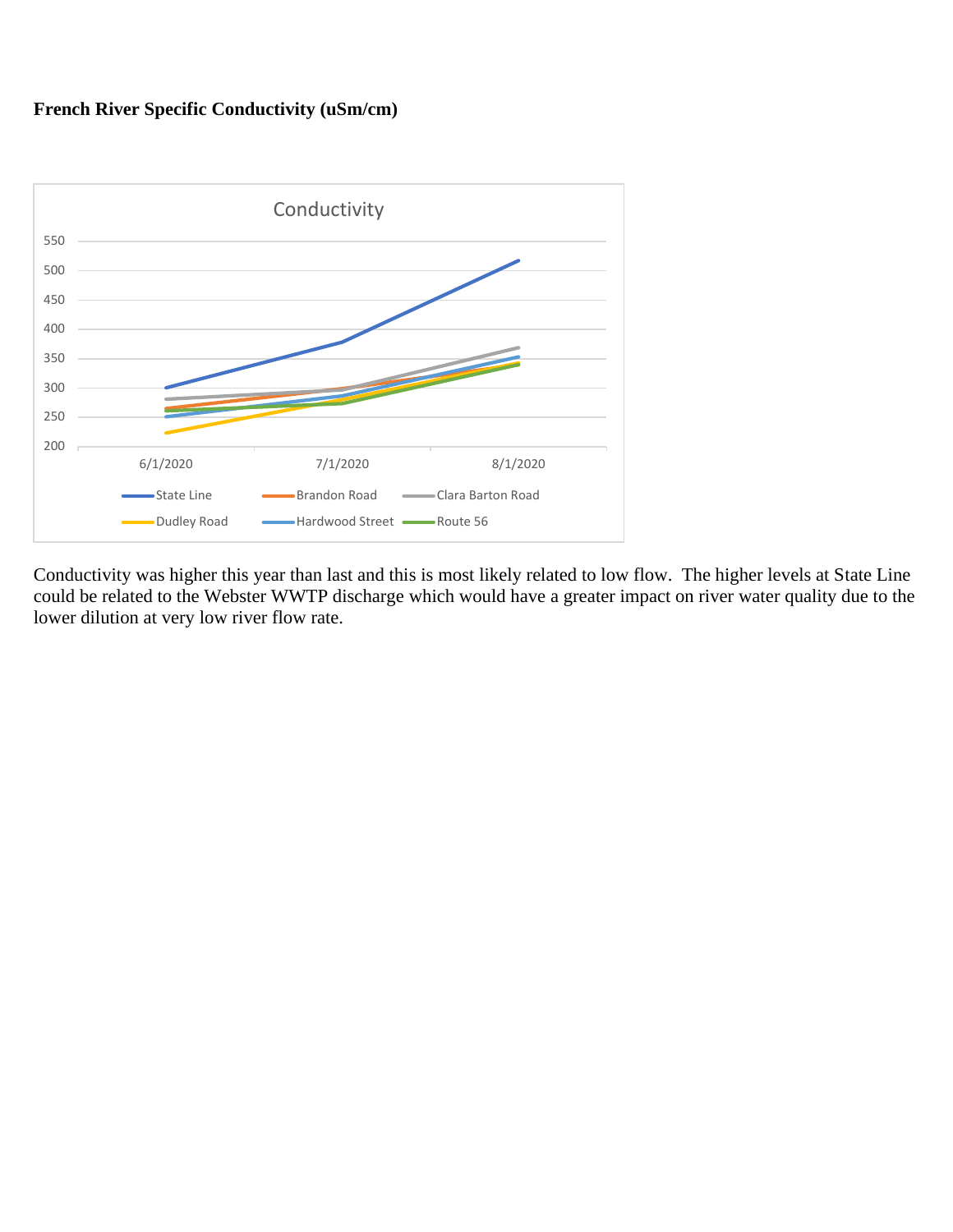**French River Specific Conductivity (uSm/cm)**

Conductivity was higher this year than last and this is most likely related to low flow. The higher levels at State Line could be related to the Webster WWTP discharge which would have a greater impact on river water quality due to the lower dilution at very low river flow rate.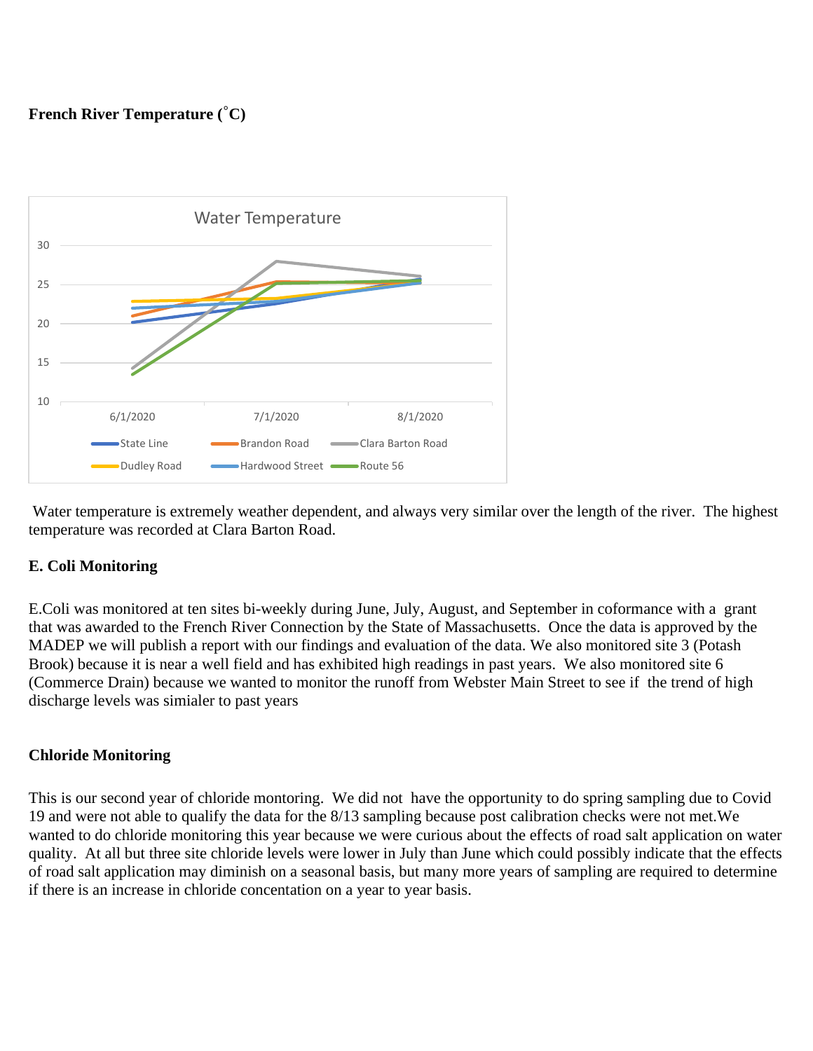**French River Temperature (˚C)**

Water Temperature

30
25
20
15
10

6/1/2020
7/1/2020
8/1/2020

State Line
Brandon Road
Clara Barton Road
Dudley Road
Hardwood Street
Route 56

Water temperature is extremely weather dependent, and always very similar over the length of the river. The highest temperature was recorded at Clara Barton Road.

**E. Coli Monitoring**

E.Coli was monitored at ten sites bi-weekly during June, July, August, and September in coformance with a grant that was awarded to the French River Connection by the State of Massachusetts. Once the data is approved by the MADEP we will publish a report with our findings and evaluation of the data. We also monitored site 3 (Potash Brook) because it is near a well field and has exhibited high readings in past years. We also monitored site 6 (Commerce Drain) because we wanted to monitor the runoff from Webster Main Street to see if the trend of high discharge levels was simialer to past years

**Chloride Monitoring**

This is our second year of chloride montoring. We did not have the opportunity to do spring sampling due to Covid 19 and were not able to qualify the data for the 8/13 sampling because post calibration checks were not met.We wanted to do chloride monitoring this year because we were curious about the effects of road salt application on water quality. At all but three site chloride levels were lower in July than June which could possibly indicate that the effects of road salt application may diminish on a seasonal basis, but many more years of sampling are required to determine if there is an increase in chloride concentation on a year to year basis.